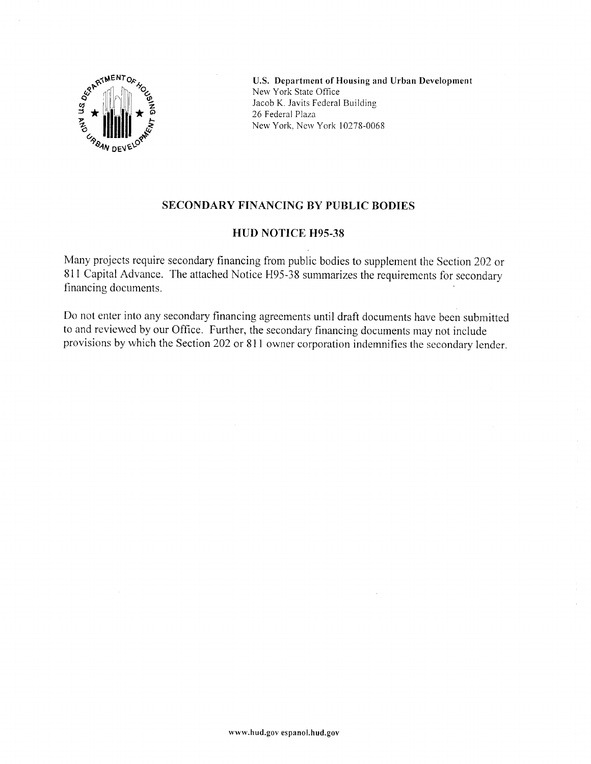U.S. Department of Housing and Urban Development
New York State Office
Jacob K. Javits Federal Building
26 Federal Plaza
New York, New York 10278-0068

## SECONDARY FINANCING BY PUBLIC BODIES

## HUD NOTICE H95-38

Many projects require secondary financing from public bodies to supplement the Section 202 or 811 Capital Advance. The attached Notice H95-38 summarizes the requirements for secondary financing documents.

Do not enter into any secondary financing agreements until draft documents have been submitted to and reviewed by our Office. Further, the secondary financing documents may not include provisions by which the Section 202 or 811 owner corporation indemnifies the secondary lender.

www.hud.gov espanol.hud.gov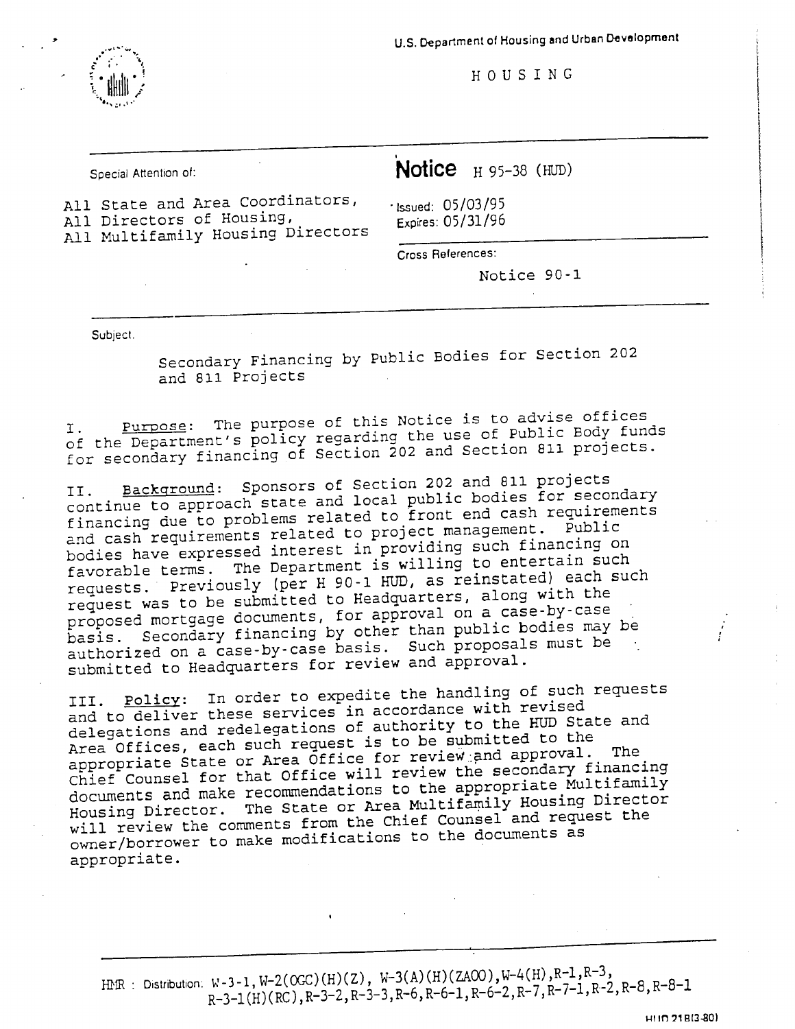U.S. Department of Housing and Urban Development

HOUSING

Special Attention of:

All State and Area Coordinators,
All Directors of Housing,
All Multifamily Housing Directors

**Notice** H 95-38 (HUD)

Issued: 05/03/95
Expires: 05/31/96

Cross References:

Notice 90-1

Subject.

Secondary Financing by Public Bodies for Section 202 and 811 Projects

I. Purpose: The purpose of this Notice is to advise offices of the Department's policy regarding the use of Public Body funds for secondary financing of Section 202 and Section 811 projects.

II. Background: Sponsors of Section 202 and 811 projects continue to approach state and local public bodies for secondary financing due to problems related to front end cash requirements and cash requirements related to project management. Public bodies have expressed interest in providing such financing on favorable terms. The Department is willing to entertain such requests. Previously (per H 90-1 HUD, as reinstated) each such request was to be submitted to Headquarters, along with the proposed mortgage documents, for approval on a case-by-case basis. Secondary financing by other than public bodies may be authorized on a case-by-case basis. Such proposals must be submitted to Headquarters for review and approval.

III. Policy: In order to expedite the handling of such requests and to deliver these services in accordance with revised delegations and redelegations of authority to the HUD State and Area Offices, each such request is to be submitted to the appropriate State or Area Office for review and approval. The Chief Counsel for that Office will review the secondary financing documents and make recommendations to the appropriate Multifamily Housing Director. The State or Area Multifamily Housing Director will review the comments from the Chief Counsel and request the owner/borrower to make modifications to the documents as appropriate.

HMR : Distribution: W-3-1, W-2(OGC)(H)(Z), W-3(A)(H)(ZAOO), W-4(H), R-1, R-3, R-3-1(H)(RC), R-3-2, R-3-3, R-6, R-6-1, R-6-2, R-7, R-7-1, R-2, R-8, R-8-1

HUD 21B(3-80)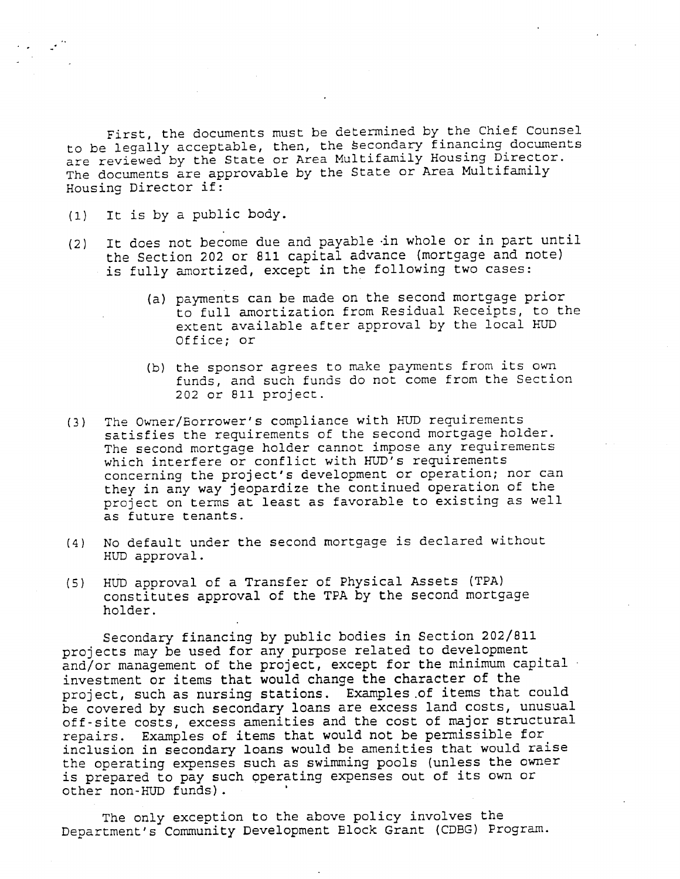First, the documents must be determined by the Chief Counsel to be legally acceptable, then, the secondary financing documents are reviewed by the State or Area Multifamily Housing Director. The documents are approvable by the State or Area Multifamily Housing Director if:

(1) It is by a public body.

(2) It does not become due and payable in whole or in part until the Section 202 or 811 capital advance (mortgage and note) is fully amortized, except in the following two cases:

    (a) payments can be made on the second mortgage prior to full amortization from Residual Receipts, to the extent available after approval by the local HUD Office; or

    (b) the sponsor agrees to make payments from its own funds, and such funds do not come from the Section 202 or 811 project.

(3) The Owner/Borrower's compliance with HUD requirements satisfies the requirements of the second mortgage holder. The second mortgage holder cannot impose any requirements which interfere or conflict with HUD's requirements concerning the project's development or operation; nor can they in any way jeopardize the continued operation of the project on terms at least as favorable to existing as well as future tenants.

(4) No default under the second mortgage is declared without HUD approval.

(5) HUD approval of a Transfer of Physical Assets (TPA) constitutes approval of the TPA by the second mortgage holder.

Secondary financing by public bodies in Section 202/811 projects may be used for any purpose related to development and/or management of the project, except for the minimum capital investment or items that would change the character of the project, such as nursing stations. Examples of items that could be covered by such secondary loans are excess land costs, unusual off-site costs, excess amenities and the cost of major structural repairs. Examples of items that would not be permissible for inclusion in secondary loans would be amenities that would raise the operating expenses such as swimming pools (unless the owner is prepared to pay such operating expenses out of its own or other non-HUD funds).

The only exception to the above policy involves the Department's Community Development Block Grant (CDBG) Program.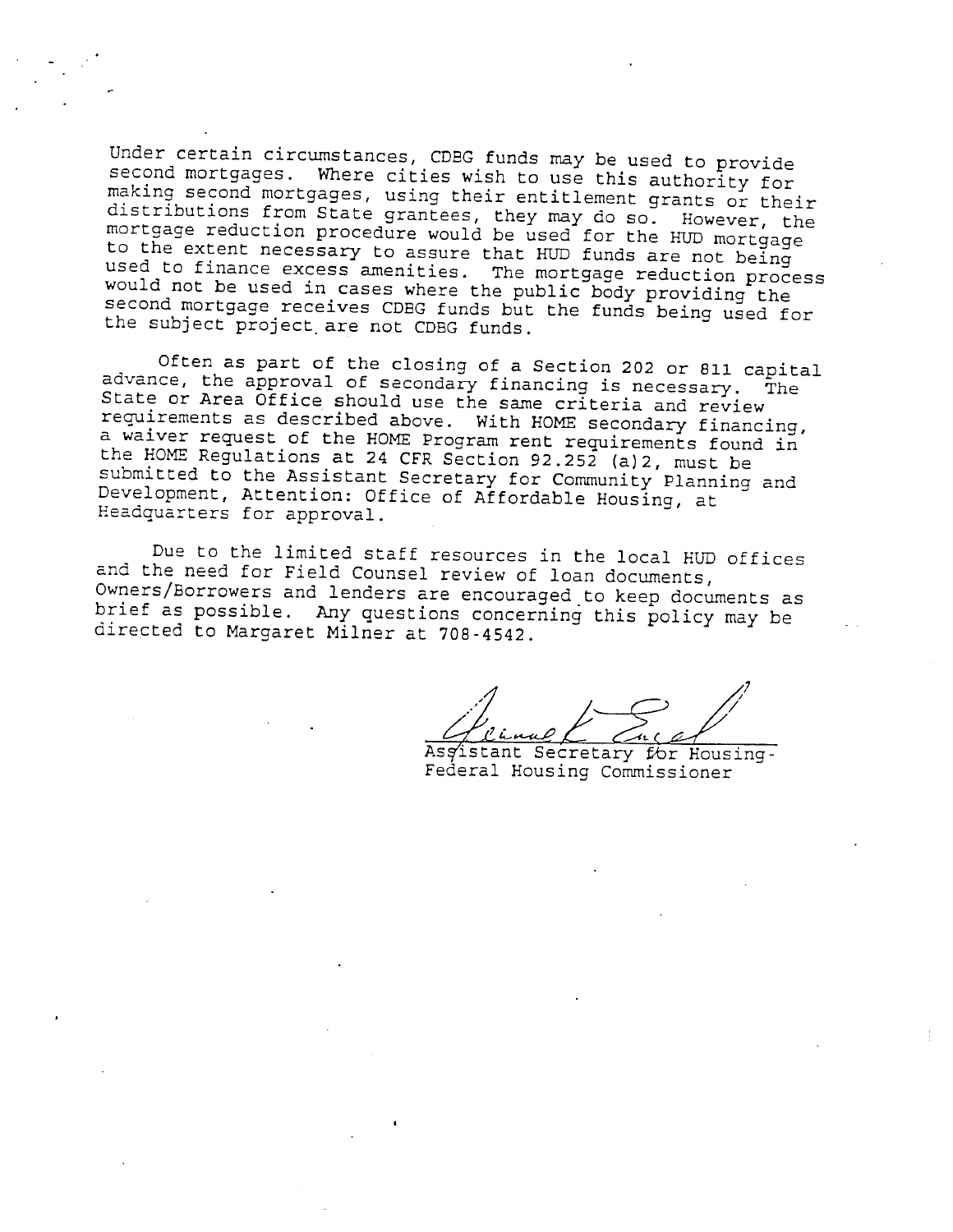Under certain circumstances, CDBG funds may be used to provide second mortgages. Where cities wish to use this authority for making second mortgages, using their entitlement grants or their distributions from State grantees, they may do so. However, the mortgage reduction procedure would be used for the HUD mortgage to the extent necessary to assure that HUD funds are not being used to finance excess amenities. The mortgage reduction process would not be used in cases where the public body providing the second mortgage receives CDBG funds but the funds being used for the subject project are not CDBG funds.

Often as part of the closing of a Section 202 or 811 capital advance, the approval of secondary financing is necessary. The State or Area Office should use the same criteria and review requirements as described above. With HOME secondary financing, a waiver request of the HOME Program rent requirements found in the HOME Regulations at 24 CFR Section 92.252 (a)2, must be submitted to the Assistant Secretary for Community Planning and Development, Attention: Office of Affordable Housing, at Headquarters for approval.

Due to the limited staff resources in the local HUD offices and the need for Field Counsel review of loan documents, Owners/Borrowers and lenders are encouraged to keep documents as brief as possible. Any questions concerning this policy may be directed to Margaret Milner at 708-4542.

Assistant Secretary for Housing-
Federal Housing Commissioner